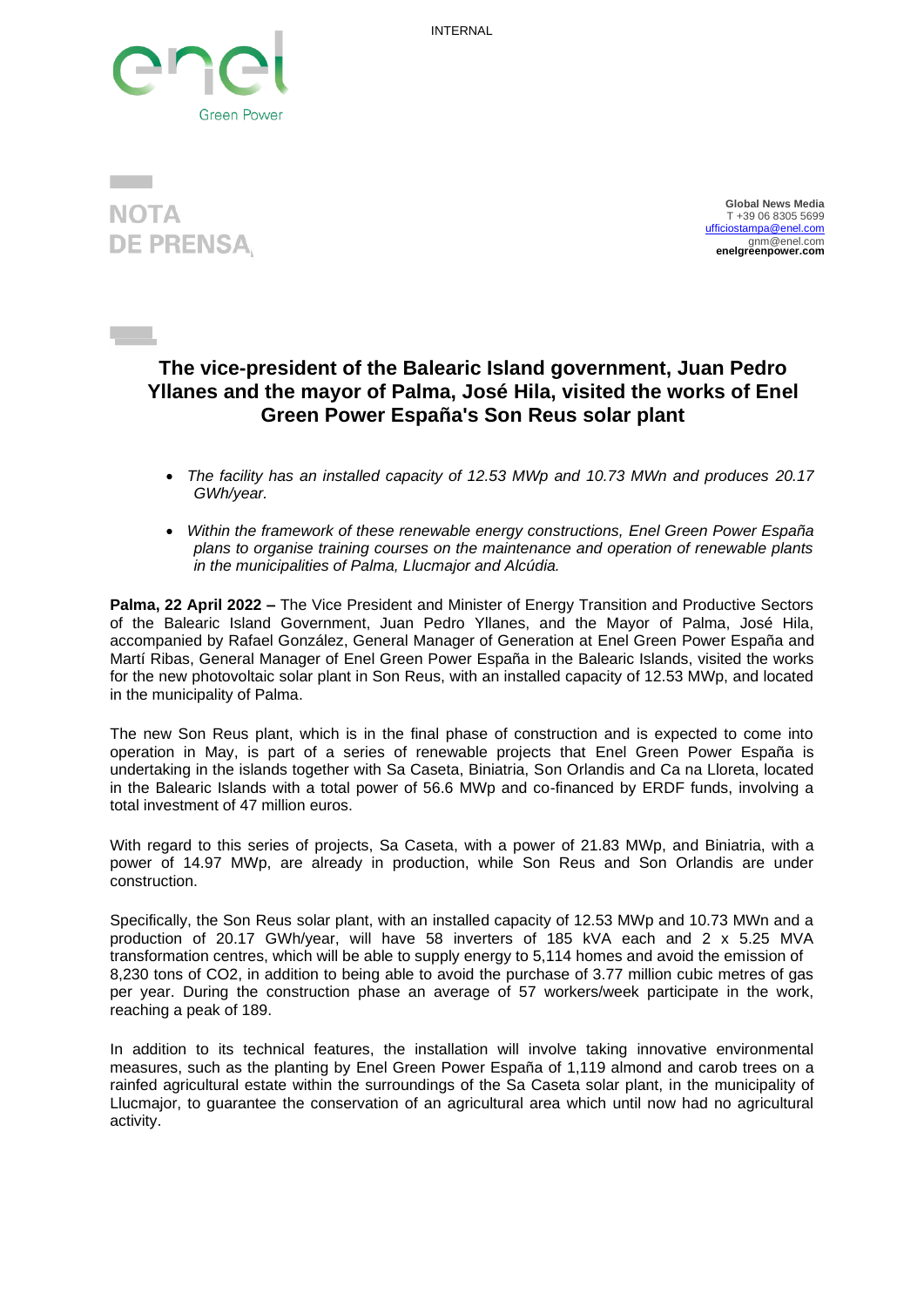INTERNAL

NOTA
DE PRENSA

**Global News Media**
T +39 06 8305 5699
ufficiostampa@enel.com
gnm@enel.com
**enelgreenpower.com**

# The vice-president of the Balearic Island government, Juan Pedro Yllanes and the mayor of Palma, José Hila, visited the works of Enel Green Power España's Son Reus solar plant

- *The facility has an installed capacity of 12.53 MWp and 10.73 MWn and produces 20.17 GWh/year.*
- *Within the framework of these renewable energy constructions, Enel Green Power España plans to organise training courses on the maintenance and operation of renewable plants in the municipalities of Palma, Llucmajor and Alcúdia.*

**Palma, 22 April 2022 –** The Vice President and Minister of Energy Transition and Productive Sectors of the Balearic Island Government, Juan Pedro Yllanes, and the Mayor of Palma, José Hila, accompanied by Rafael González, General Manager of Generation at Enel Green Power España and Martí Ribas, General Manager of Enel Green Power España in the Balearic Islands, visited the works for the new photovoltaic solar plant in Son Reus, with an installed capacity of 12.53 MWp, and located in the municipality of Palma.

The new Son Reus plant, which is in the final phase of construction and is expected to come into operation in May, is part of a series of renewable projects that Enel Green Power España is undertaking in the islands together with Sa Caseta, Biniatria, Son Orlandis and Ca na Lloreta, located in the Balearic Islands with a total power of 56.6 MWp and co-financed by ERDF funds, involving a total investment of 47 million euros.

With regard to this series of projects, Sa Caseta, with a power of 21.83 MWp, and Biniatria, with a power of 14.97 MWp, are already in production, while Son Reus and Son Orlandis are under construction.

Specifically, the Son Reus solar plant, with an installed capacity of 12.53 MWp and 10.73 MWn and a production of 20.17 GWh/year, will have 58 inverters of 185 kVA each and 2 x 5.25 MVA transformation centres, which will be able to supply energy to 5,114 homes and avoid the emission of 8,230 tons of $CO_2$, in addition to being able to avoid the purchase of 3.77 million cubic metres of gas per year. During the construction phase an average of 57 workers/week participate in the work, reaching a peak of 189.

In addition to its technical features, the installation will involve taking innovative environmental measures, such as the planting by Enel Green Power España of 1,119 almond and carob trees on a rainfed agricultural estate within the surroundings of the Sa Caseta solar plant, in the municipality of Llucmajor, to guarantee the conservation of an agricultural area which until now had no agricultural activity.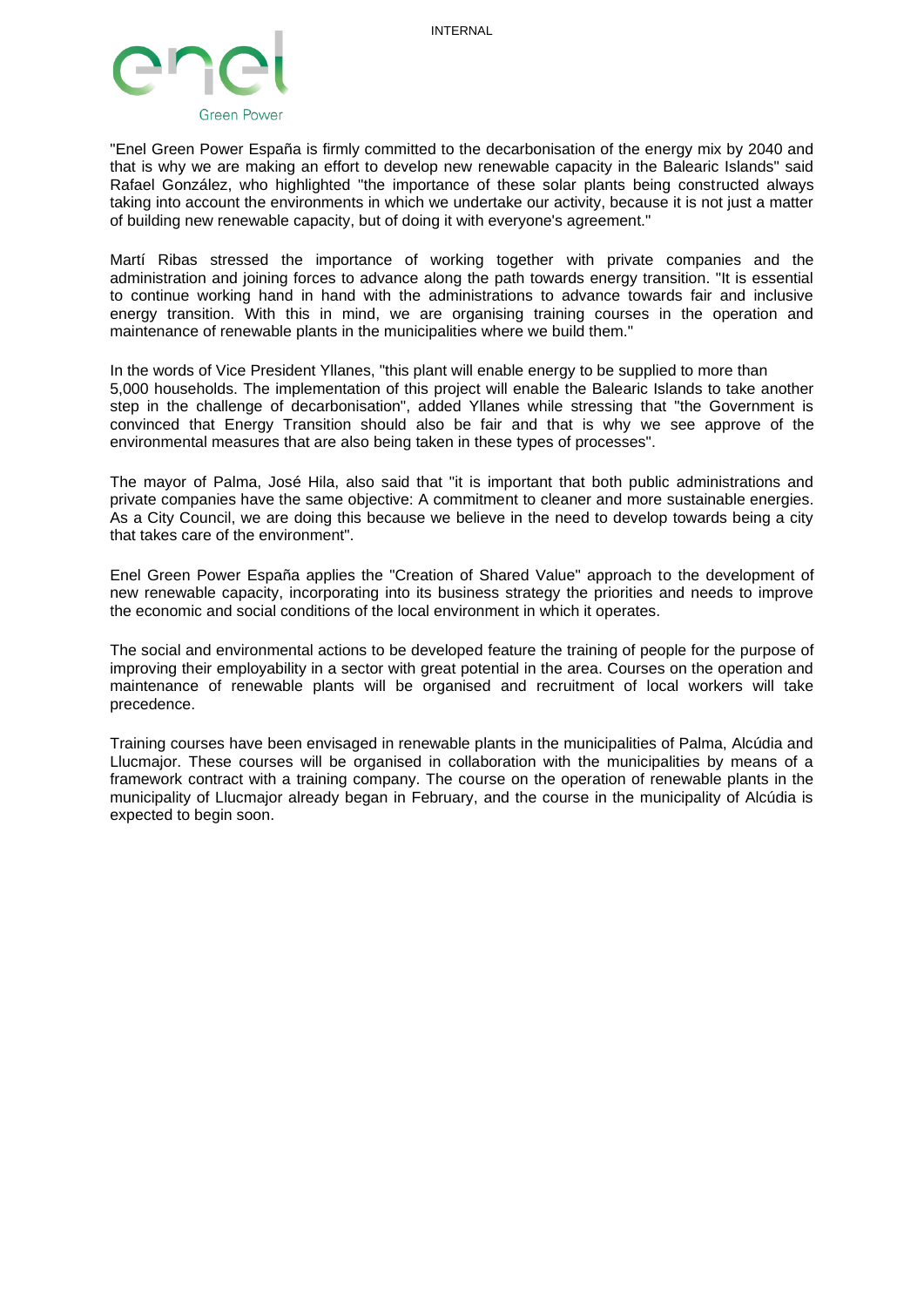"Enel Green Power España is firmly committed to the decarbonisation of the energy mix by 2040 and that is why we are making an effort to develop new renewable capacity in the Balearic Islands" said Rafael González, who highlighted "the importance of these solar plants being constructed always taking into account the environments in which we undertake our activity, because it is not just a matter of building new renewable capacity, but of doing it with everyone's agreement."

Martí Ribas stressed the importance of working together with private companies and the administration and joining forces to advance along the path towards energy transition. "It is essential to continue working hand in hand with the administrations to advance towards fair and inclusive energy transition. With this in mind, we are organising training courses in the operation and maintenance of renewable plants in the municipalities where we build them."

In the words of Vice President Yllanes, "this plant will enable energy to be supplied to more than 5,000 households. The implementation of this project will enable the Balearic Islands to take another step in the challenge of decarbonisation", added Yllanes while stressing that "the Government is convinced that Energy Transition should also be fair and that is why we see approve of the environmental measures that are also being taken in these types of processes".

The mayor of Palma, José Hila, also said that "it is important that both public administrations and private companies have the same objective: A commitment to cleaner and more sustainable energies. As a City Council, we are doing this because we believe in the need to develop towards being a city that takes care of the environment".

Enel Green Power España applies the "Creation of Shared Value" approach to the development of new renewable capacity, incorporating into its business strategy the priorities and needs to improve the economic and social conditions of the local environment in which it operates.

The social and environmental actions to be developed feature the training of people for the purpose of improving their employability in a sector with great potential in the area. Courses on the operation and maintenance of renewable plants will be organised and recruitment of local workers will take precedence.

Training courses have been envisaged in renewable plants in the municipalities of Palma, Alcúdia and Llucmajor. These courses will be organised in collaboration with the municipalities by means of a framework contract with a training company. The course on the operation of renewable plants in the municipality of Llucmajor already began in February, and the course in the municipality of Alcúdia is expected to begin soon.